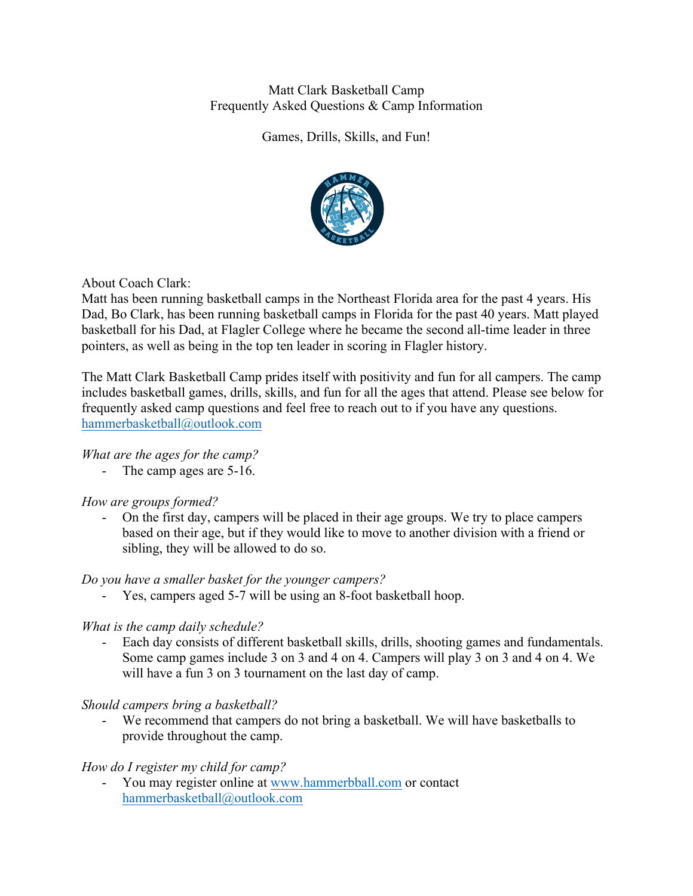# Matt Clark Basketball Camp
## Frequently Asked Questions & Camp Information

Games, Drills, Skills, and Fun!

About Coach Clark:
Matt has been running basketball camps in the Northeast Florida area for the past 4 years. His Dad, Bo Clark, has been running basketball camps in Florida for the past 40 years. Matt played basketball for his Dad, at Flagler College where he became the second all-time leader in three pointers, as well as being in the top ten leader in scoring in Flagler history.

The Matt Clark Basketball Camp prides itself with positivity and fun for all campers. The camp includes basketball games, drills, skills, and fun for all the ages that attend. Please see below for frequently asked camp questions and feel free to reach out to if you have any questions. hammerbasketball@outlook.com

*What are the ages for the camp?*

- The camp ages are 5-16.

*How are groups formed?*

- On the first day, campers will be placed in their age groups. We try to place campers based on their age, but if they would like to move to another division with a friend or sibling, they will be allowed to do so.

*Do you have a smaller basket for the younger campers?*

- Yes, campers aged 5-7 will be using an 8-foot basketball hoop.

*What is the camp daily schedule?*

- Each day consists of different basketball skills, drills, shooting games and fundamentals. Some camp games include 3 on 3 and 4 on 4. Campers will play 3 on 3 and 4 on 4. We will have a fun 3 on 3 tournament on the last day of camp.

*Should campers bring a basketball?*

- We recommend that campers do not bring a basketball. We will have basketballs to provide throughout the camp.

*How do I register my child for camp?*

- You may register online at www.hammerbball.com or contact hammerbasketball@outlook.com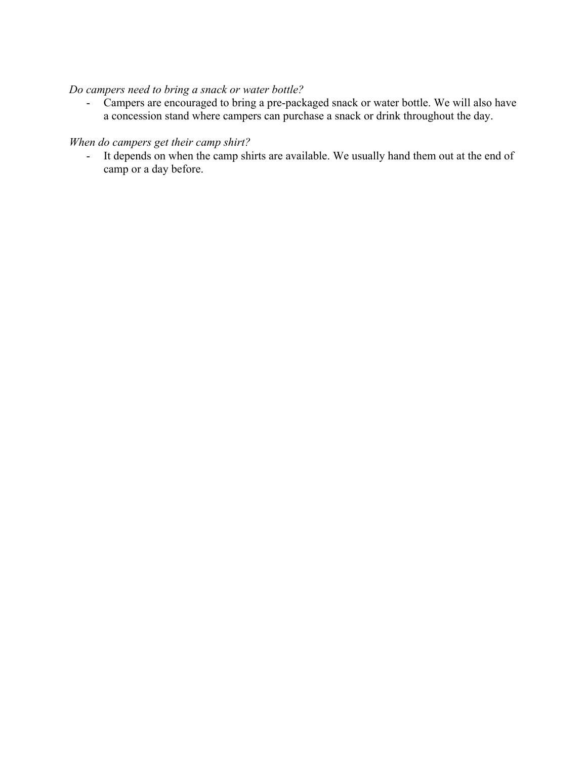*Do campers need to bring a snack or water bottle?*

- Campers are encouraged to bring a pre-packaged snack or water bottle. We will also have a concession stand where campers can purchase a snack or drink throughout the day.

*When do campers get their camp shirt?*

- It depends on when the camp shirts are available. We usually hand them out at the end of camp or a day before.